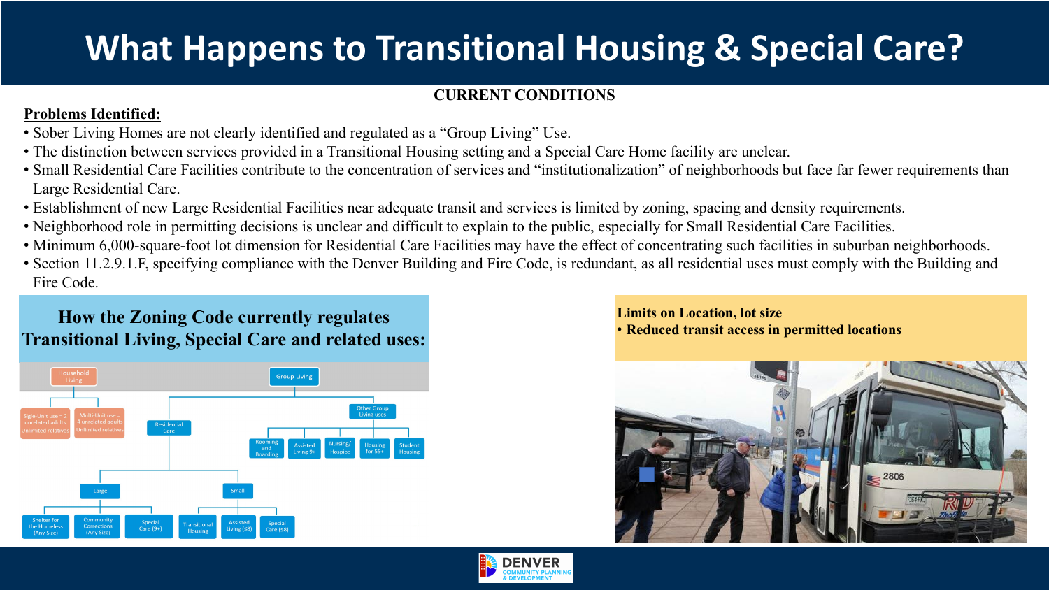# What Happens to Transitional Housing & Special Care?

**CURRENT CONDITIONS**

**Problems Identified:**

- Sober Living Homes are not clearly identified and regulated as a "Group Living" Use.
- The distinction between services provided in a Transitional Housing setting and a Special Care Home facility are unclear.
- Small Residential Care Facilities contribute to the concentration of services and "institutionalization" of neighborhoods but face far fewer requirements than Large Residential Care.
- Establishment of new Large Residential Facilities near adequate transit and services is limited by zoning, spacing and density requirements.
- Neighborhood role in permitting decisions is unclear and difficult to explain to the public, especially for Small Residential Care Facilities.
- Minimum 6,000-square-foot lot dimension for Residential Care Facilities may have the effect of concentrating such facilities in suburban neighborhoods.
- Section 11.2.9.1.F, specifying compliance with the Denver Building and Fire Code, is redundant, as all residential uses must comply with the Building and Fire Code.

## How the Zoning Code currently regulates Transitional Living, Special Care and related uses:

- Household Living
  - Sigle-Unit use = 2 unrelated adults Unlimited relatives
  - Multi-Unit use = 4 unrelated adults Unlimited relatives
- Group Living
  - Residential Care
    - Large
      - Shelter for the Homeless (Any Size)
      - Community Corrections (Any Size)
      - Special Care (9+)
    - Small
      - Transitional Housing
      - Assisted Living (≤8)
      - Special Care (≤8)
  - Other Group Living uses
    - Rooming and Boarding
    - Assisted Living 9+
    - Nursing/ Hospice
    - Housing for 55+
    - Student Housing

**Limits on Location, lot size**

- **Reduced transit access in permitted locations**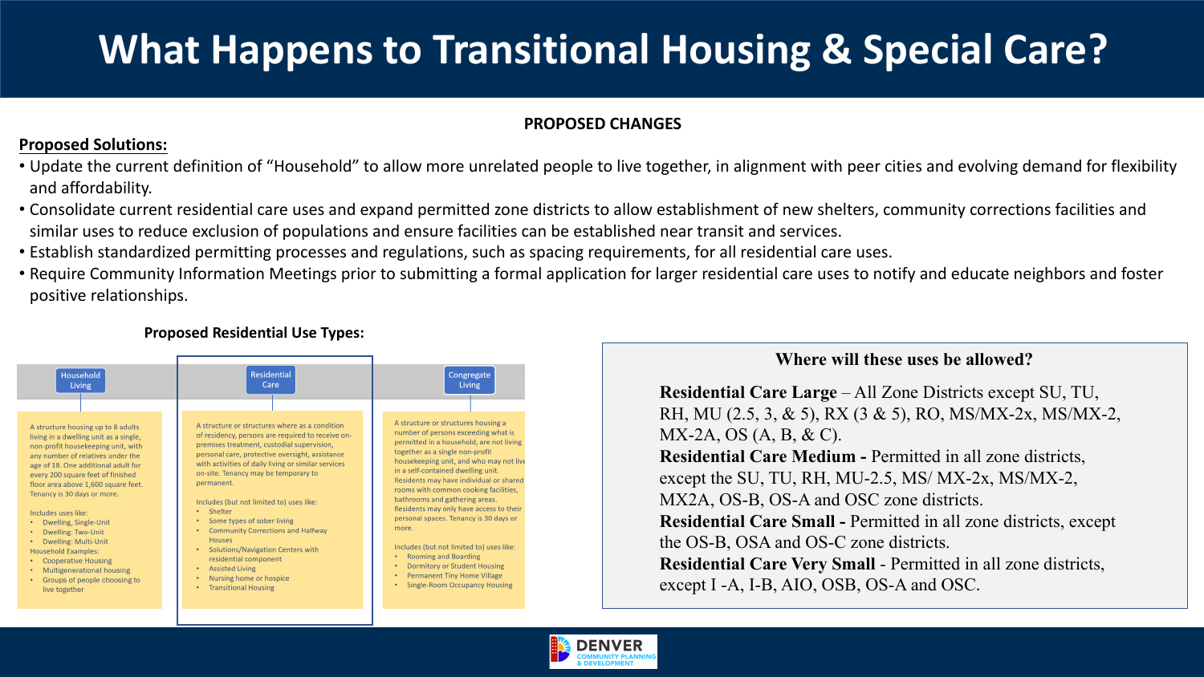# What Happens to Transitional Housing & Special Care?

**PROPOSED CHANGES**

**Proposed Solutions:**

- Update the current definition of "Household" to allow more unrelated people to live together, in alignment with peer cities and evolving demand for flexibility and affordability.
- Consolidate current residential care uses and expand permitted zone districts to allow establishment of new shelters, community corrections facilities and similar uses to reduce exclusion of populations and ensure facilities can be established near transit and services.
- Establish standardized permitting processes and regulations, such as spacing requirements, for all residential care uses.
- Require Community Information Meetings prior to submitting a formal application for larger residential care uses to notify and educate neighbors and foster positive relationships.

**Proposed Residential Use Types:**

**Household Living**

A structure housing up to 8 adults living in a dwelling unit as a single, non-profit housekeeping unit, with any number of relatives under the age of 18. One additional adult for every 200 square feet of finished floor area above 1,600 square feet. Tenancy is 30 days or more.

Includes uses like:
- Dwelling, Single-Unit
- Dwelling: Two-Unit
- Dwelling: Multi-Unit

Household Examples:
- Cooperative Housing
- Multigenerational housing
- Groups of people choosing to live together

**Residential Care**

A structure or structures where as a condition of residency, persons are required to receive on-premises treatment, custodial supervision, personal care, protective oversight, assistance with activities of daily living or similar services on-site. Tenancy may be temporary to permanent.

Includes (but not limited to) uses like:
- Shelter
- Some types of sober living
- Community Corrections and Halfway Houses
- Solutions/Navigation Centers with residential component
- Assisted Living
- Nursing home or hospice
- Transitional Housing

**Congregate Living**

A structure or structures housing a number of persons exceeding what is permitted in a household, are not living together as a single non-profit housekeeping unit, and who may not live in a self-contained dwelling unit. Residents may have individual or shared rooms with common cooking facilities, bathrooms and gathering areas. Residents may only have access to their personal spaces. Tenancy is 30 days or more.

Includes (but not limited to) uses like:
- Rooming and Boarding
- Dormitory or Student Housing
- Permanent Tiny Home Village
- Single-Room Occupancy Housing

**Where will these uses be allowed?**

**Residential Care Large** – All Zone Districts except SU, TU, RH, MU (2.5, 3, & 5), RX (3 & 5), RO, MS/MX-2x, MS/MX-2, MX-2A, OS (A, B, & C).

**Residential Care Medium -** Permitted in all zone districts, except the SU, TU, RH, MU-2.5, MS/ MX-2x, MS/MX-2, MX2A, OS-B, OS-A and OSC zone districts.

**Residential Care Small -** Permitted in all zone districts, except the OS-B, OSA and OS-C zone districts.

**Residential Care Very Small** - Permitted in all zone districts, except I -A, I-B, AIO, OSB, OS-A and OSC.

DENVER COMMUNITY PLANNING & DEVELOPMENT